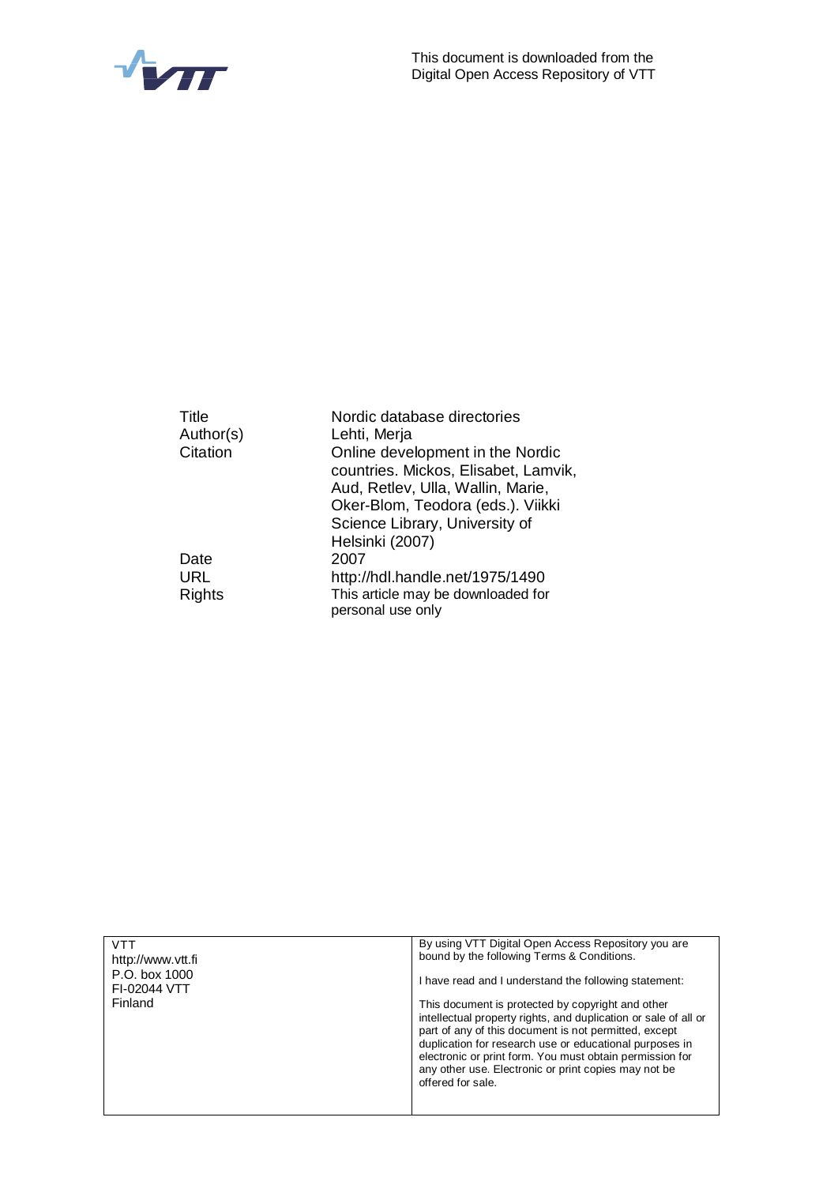This document is downloaded from the Digital Open Access Repository of VTT

| | |
|---|---|
| Title | Nordic database directories |
| Author(s) | Lehti, Merja |
| Citation | Online development in the Nordic countries. Mickos, Elisabet, Lamvik, Aud, Retlev, Ulla, Wallin, Marie, Oker-Blom, Teodora (eds.). Viikki Science Library, University of Helsinki (2007) |
| Date | 2007 |
| URL | http://hdl.handle.net/1975/1490 |
| Rights | This article may be downloaded for personal use only |

| | |
|---|---|
| VTT<br>http://www.vtt.fi<br>P.O. box 1000<br>FI-02044 VTT<br>Finland | By using VTT Digital Open Access Repository you are bound by the following Terms & Conditions.<br><br>I have read and I understand the following statement:<br><br>This document is protected by copyright and other intellectual property rights, and duplication or sale of all or part of any of this document is not permitted, except duplication for research use or educational purposes in electronic or print form. You must obtain permission for any other use. Electronic or print copies may not be offered for sale. |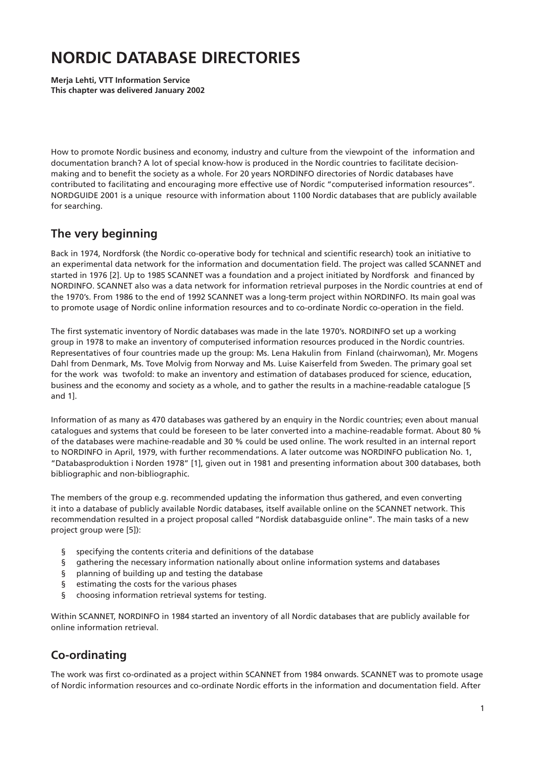# NORDIC DATABASE DIRECTORIES

**Merja Lehti, VTT Information Service**
**This chapter was delivered January 2002**

How to promote Nordic business and economy, industry and culture from the viewpoint of the information and documentation branch? A lot of special know-how is produced in the Nordic countries to facilitate decision-making and to benefit the society as a whole. For 20 years NORDINFO directories of Nordic databases have contributed to facilitating and encouraging more effective use of Nordic "computerised information resources". NORDGUIDE 2001 is a unique resource with information about 1100 Nordic databases that are publicly available for searching.

## The very beginning

Back in 1974, Nordforsk (the Nordic co-operative body for technical and scientific research) took an initiative to an experimental data network for the information and documentation field. The project was called SCANNET and started in 1976 [2]. Up to 1985 SCANNET was a foundation and a project initiated by Nordforsk and financed by NORDINFO. SCANNET also was a data network for information retrieval purposes in the Nordic countries at end of the 1970's. From 1986 to the end of 1992 SCANNET was a long-term project within NORDINFO. Its main goal was to promote usage of Nordic online information resources and to co-ordinate Nordic co-operation in the field.

The first systematic inventory of Nordic databases was made in the late 1970's. NORDINFO set up a working group in 1978 to make an inventory of computerised information resources produced in the Nordic countries. Representatives of four countries made up the group: Ms. Lena Hakulin from Finland (chairwoman), Mr. Mogens Dahl from Denmark, Ms. Tove Molvig from Norway and Ms. Luise Kaiserfeld from Sweden. The primary goal set for the work was twofold: to make an inventory and estimation of databases produced for science, education, business and the economy and society as a whole, and to gather the results in a machine-readable catalogue [5 and 1].

Information of as many as 470 databases was gathered by an enquiry in the Nordic countries; even about manual catalogues and systems that could be foreseen to be later converted into a machine-readable format. About 80 % of the databases were machine-readable and 30 % could be used online. The work resulted in an internal report to NORDINFO in April, 1979, with further recommendations. A later outcome was NORDINFO publication No. 1, "Databasproduktion i Norden 1978" [1], given out in 1981 and presenting information about 300 databases, both bibliographic and non-bibliographic.

The members of the group e.g. recommended updating the information thus gathered, and even converting it into a database of publicly available Nordic databases, itself available online on the SCANNET network. This recommendation resulted in a project proposal called "Nordisk databasguide online". The main tasks of a new project group were [5]):

- specifying the contents criteria and definitions of the database
- gathering the necessary information nationally about online information systems and databases
- planning of building up and testing the database
- estimating the costs for the various phases
- choosing information retrieval systems for testing.

Within SCANNET, NORDINFO in 1984 started an inventory of all Nordic databases that are publicly available for online information retrieval.

## Co-ordinating

The work was first co-ordinated as a project within SCANNET from 1984 onwards. SCANNET was to promote usage of Nordic information resources and co-ordinate Nordic efforts in the information and documentation field. After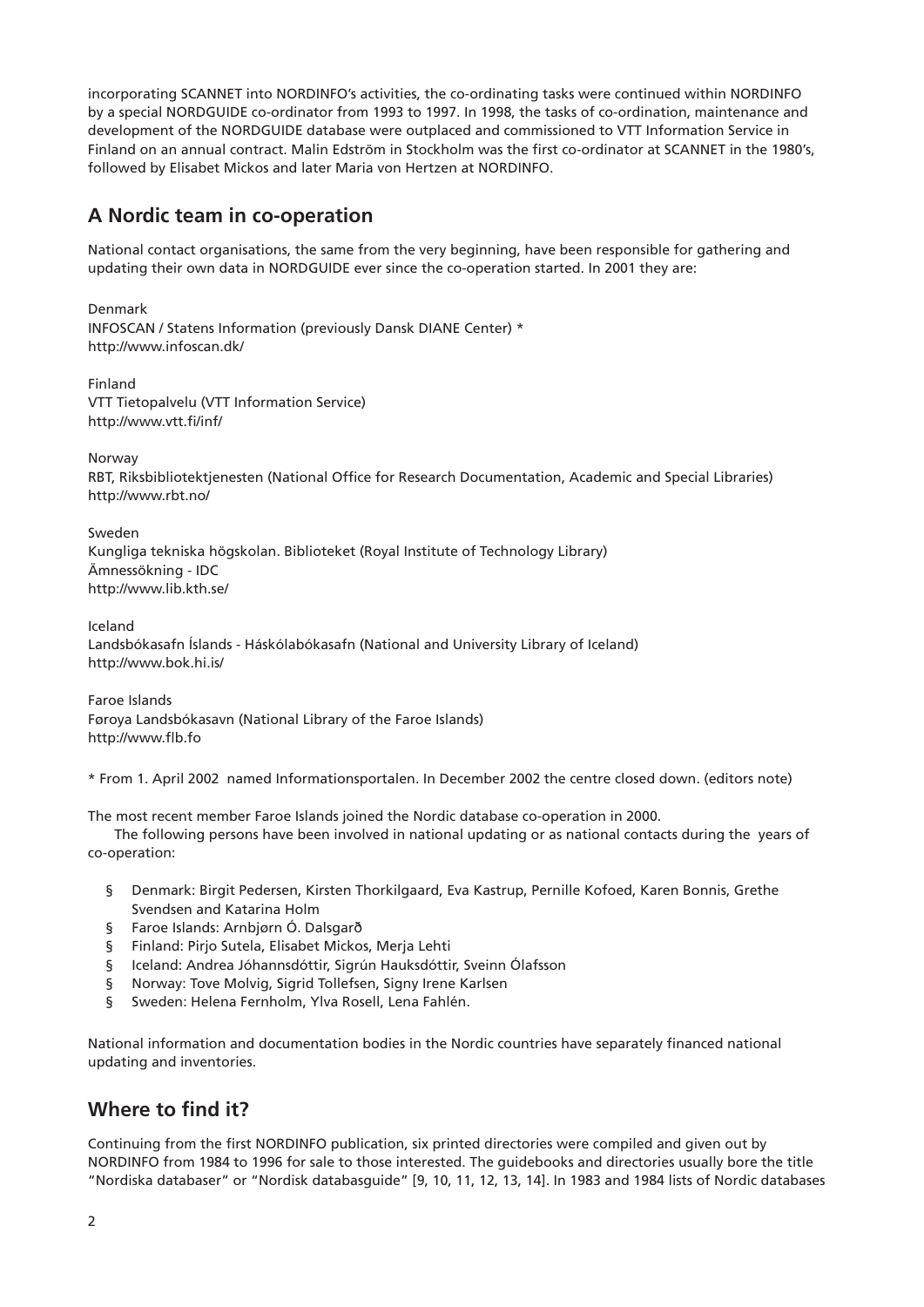incorporating SCANNET into NORDINFO's activities, the co-ordinating tasks were continued within NORDINFO by a special NORDGUIDE co-ordinator from 1993 to 1997. In 1998, the tasks of co-ordination, maintenance and development of the NORDGUIDE database were outplaced and commissioned to VTT Information Service in Finland on an annual contract. Malin Edström in Stockholm was the first co-ordinator at SCANNET in the 1980's, followed by Elisabet Mickos and later Maria von Hertzen at NORDINFO.

## A Nordic team in co-operation

National contact organisations, the same from the very beginning, have been responsible for gathering and updating their own data in NORDGUIDE ever since the co-operation started. In 2001 they are:

Denmark
INFOSCAN / Statens Information (previously Dansk DIANE Center) *
http://www.infoscan.dk/

Finland
VTT Tietopalvelu (VTT Information Service)
http://www.vtt.fi/inf/

Norway
RBT, Riksbibliotektjenesten (National Office for Research Documentation, Academic and Special Libraries)
http://www.rbt.no/

Sweden
Kungliga tekniska högskolan. Biblioteket (Royal Institute of Technology Library)
Ämnessökning - IDC
http://www.lib.kth.se/

Iceland
Landsbókasafn Íslands - Háskólabókasafn (National and University Library of Iceland)
http://www.bok.hi.is/

Faroe Islands
Føroya Landsbókasavn (National Library of the Faroe Islands)
http://www.flb.fo

* From 1. April 2002 named Informationsportalen. In December 2002 the centre closed down. (editors note)

The most recent member Faroe Islands joined the Nordic database co-operation in 2000.

The following persons have been involved in national updating or as national contacts during the years of co-operation:

- Denmark: Birgit Pedersen, Kirsten Thorkilgaard, Eva Kastrup, Pernille Kofoed, Karen Bonnis, Grethe Svendsen and Katarina Holm
- Faroe Islands: Arnbjørn Ó. Dalsgarð
- Finland: Pirjo Sutela, Elisabet Mickos, Merja Lehti
- Iceland: Andrea Jóhannsdóttir, Sigrún Hauksdóttir, Sveinn Ólafsson
- Norway: Tove Molvig, Sigrid Tollefsen, Signy Irene Karlsen
- Sweden: Helena Fernholm, Ylva Rosell, Lena Fahlén.

National information and documentation bodies in the Nordic countries have separately financed national updating and inventories.

## Where to find it?

Continuing from the first NORDINFO publication, six printed directories were compiled and given out by NORDINFO from 1984 to 1996 for sale to those interested. The guidebooks and directories usually bore the title "Nordiska databaser" or "Nordisk databasguide" [9, 10, 11, 12, 13, 14]. In 1983 and 1984 lists of Nordic databases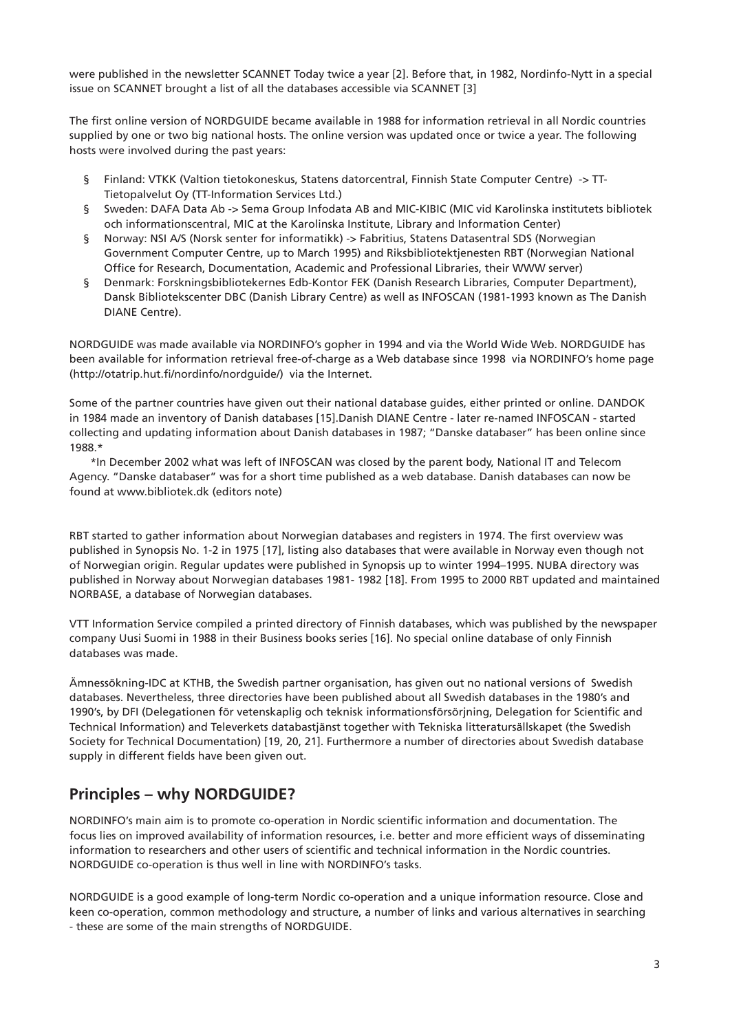were published in the newsletter SCANNET Today twice a year [2]. Before that, in 1982, Nordinfo-Nytt in a special issue on SCANNET brought a list of all the databases accessible via SCANNET [3]

The first online version of NORDGUIDE became available in 1988 for information retrieval in all Nordic countries supplied by one or two big national hosts. The online version was updated once or twice a year. The following hosts were involved during the past years:

- Finland: VTKK (Valtion tietokoneskus, Statens datorcentral, Finnish State Computer Centre) -> TT-Tietopalvelut Oy (TT-Information Services Ltd.)
- Sweden: DAFA Data Ab -> Sema Group Infodata AB and MIC-KIBIC (MIC vid Karolinska institutets bibliotek och informationscentral, MIC at the Karolinska Institute, Library and Information Center)
- Norway: NSI A/S (Norsk senter for informatikk) -> Fabritius, Statens Datasentral SDS (Norwegian Government Computer Centre, up to March 1995) and Riksbibliotektjenesten RBT (Norwegian National Office for Research, Documentation, Academic and Professional Libraries, their WWW server)
- Denmark: Forskningsbibliotekernes Edb-Kontor FEK (Danish Research Libraries, Computer Department), Dansk Bibliotekscenter DBC (Danish Library Centre) as well as INFOSCAN (1981-1993 known as The Danish DIANE Centre).

NORDGUIDE was made available via NORDINFO's gopher in 1994 and via the World Wide Web. NORDGUIDE has been available for information retrieval free-of-charge as a Web database since 1998 via NORDINFO's home page (http://otatrip.hut.fi/nordinfo/nordguide/) via the Internet.

Some of the partner countries have given out their national database guides, either printed or online. DANDOK in 1984 made an inventory of Danish databases [15].Danish DIANE Centre - later re-named INFOSCAN - started collecting and updating information about Danish databases in 1987; "Danske databaser" has been online since 1988.*

*In December 2002 what was left of INFOSCAN was closed by the parent body, National IT and Telecom Agency. "Danske databaser" was for a short time published as a web database. Danish databases can now be found at www.bibliotek.dk (editors note)

RBT started to gather information about Norwegian databases and registers in 1974. The first overview was published in Synopsis No. 1-2 in 1975 [17], listing also databases that were available in Norway even though not of Norwegian origin. Regular updates were published in Synopsis up to winter 1994–1995. NUBA directory was published in Norway about Norwegian databases 1981- 1982 [18]. From 1995 to 2000 RBT updated and maintained NORBASE, a database of Norwegian databases.

VTT Information Service compiled a printed directory of Finnish databases, which was published by the newspaper company Uusi Suomi in 1988 in their Business books series [16]. No special online database of only Finnish databases was made.

Ämnessökning-IDC at KTHB, the Swedish partner organisation, has given out no national versions of Swedish databases. Nevertheless, three directories have been published about all Swedish databases in the 1980's and 1990's, by DFI (Delegationen för vetenskaplig och teknisk informationsförsörjning, Delegation for Scientific and Technical Information) and Televerkets databastjänst together with Tekniska litteratursällskapet (the Swedish Society for Technical Documentation) [19, 20, 21]. Furthermore a number of directories about Swedish database supply in different fields have been given out.

## Principles – why NORDGUIDE?

NORDINFO's main aim is to promote co-operation in Nordic scientific information and documentation. The focus lies on improved availability of information resources, i.e. better and more efficient ways of disseminating information to researchers and other users of scientific and technical information in the Nordic countries. NORDGUIDE co-operation is thus well in line with NORDINFO's tasks.

NORDGUIDE is a good example of long-term Nordic co-operation and a unique information resource. Close and keen co-operation, common methodology and structure, a number of links and various alternatives in searching - these are some of the main strengths of NORDGUIDE.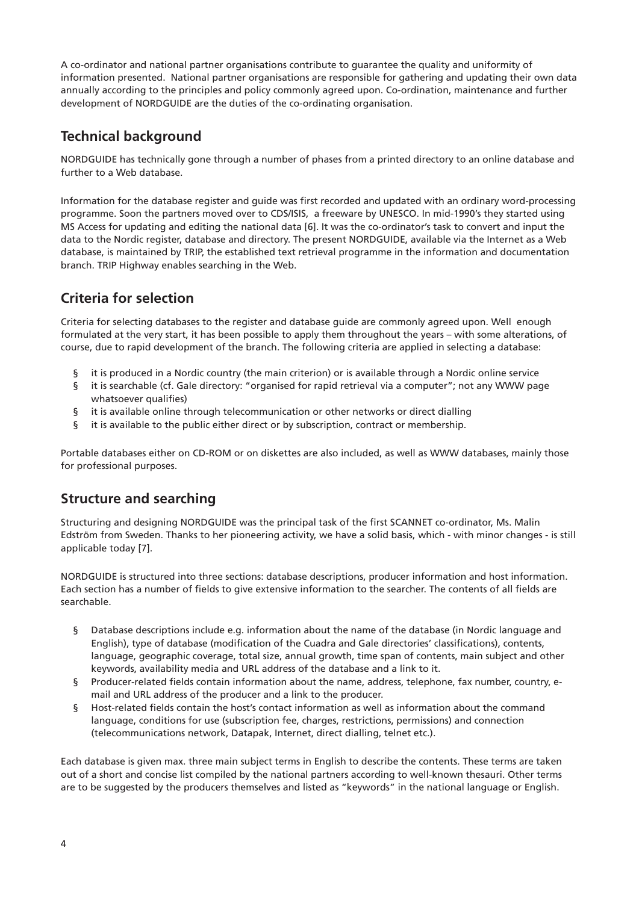A co-ordinator and national partner organisations contribute to guarantee the quality and uniformity of information presented. National partner organisations are responsible for gathering and updating their own data annually according to the principles and policy commonly agreed upon. Co-ordination, maintenance and further development of NORDGUIDE are the duties of the co-ordinating organisation.

## Technical background

NORDGUIDE has technically gone through a number of phases from a printed directory to an online database and further to a Web database.

Information for the database register and guide was first recorded and updated with an ordinary word-processing programme. Soon the partners moved over to CDS/ISIS, a freeware by UNESCO. In mid-1990's they started using MS Access for updating and editing the national data [6]. It was the co-ordinator's task to convert and input the data to the Nordic register, database and directory. The present NORDGUIDE, available via the Internet as a Web database, is maintained by TRIP, the established text retrieval programme in the information and documentation branch. TRIP Highway enables searching in the Web.

## Criteria for selection

Criteria for selecting databases to the register and database guide are commonly agreed upon. Well enough formulated at the very start, it has been possible to apply them throughout the years – with some alterations, of course, due to rapid development of the branch. The following criteria are applied in selecting a database:

- it is produced in a Nordic country (the main criterion) or is available through a Nordic online service
- it is searchable (cf. Gale directory: "organised for rapid retrieval via a computer"; not any WWW page whatsoever qualifies)
- it is available online through telecommunication or other networks or direct dialling
- it is available to the public either direct or by subscription, contract or membership.

Portable databases either on CD-ROM or on diskettes are also included, as well as WWW databases, mainly those for professional purposes.

## Structure and searching

Structuring and designing NORDGUIDE was the principal task of the first SCANNET co-ordinator, Ms. Malin Edström from Sweden. Thanks to her pioneering activity, we have a solid basis, which - with minor changes - is still applicable today [7].

NORDGUIDE is structured into three sections: database descriptions, producer information and host information. Each section has a number of fields to give extensive information to the searcher. The contents of all fields are searchable.

- Database descriptions include e.g. information about the name of the database (in Nordic language and English), type of database (modification of the Cuadra and Gale directories' classifications), contents, language, geographic coverage, total size, annual growth, time span of contents, main subject and other keywords, availability media and URL address of the database and a link to it.
- Producer-related fields contain information about the name, address, telephone, fax number, country, e-mail and URL address of the producer and a link to the producer.
- Host-related fields contain the host's contact information as well as information about the command language, conditions for use (subscription fee, charges, restrictions, permissions) and connection (telecommunications network, Datapak, Internet, direct dialling, telnet etc.).

Each database is given max. three main subject terms in English to describe the contents. These terms are taken out of a short and concise list compiled by the national partners according to well-known thesauri. Other terms are to be suggested by the producers themselves and listed as "keywords" in the national language or English.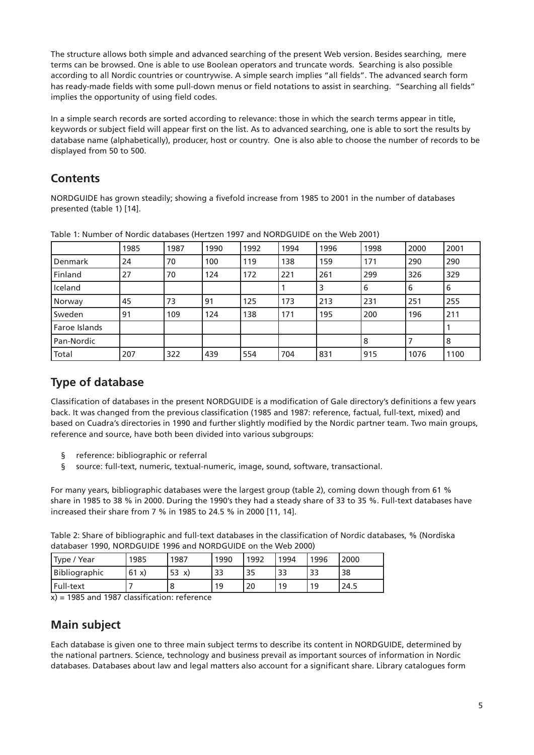The structure allows both simple and advanced searching of the present Web version. Besides searching, mere terms can be browsed. One is able to use Boolean operators and truncate words. Searching is also possible according to all Nordic countries or countrywise. A simple search implies "all fields". The advanced search form has ready-made fields with some pull-down menus or field notations to assist in searching. "Searching all fields" implies the opportunity of using field codes.

In a simple search records are sorted according to relevance: those in which the search terms appear in title, keywords or subject field will appear first on the list. As to advanced searching, one is able to sort the results by database name (alphabetically), producer, host or country. One is also able to choose the number of records to be displayed from 50 to 500.

## Contents

NORDGUIDE has grown steadily; showing a fivefold increase from 1985 to 2001 in the number of databases presented (table 1) [14].

Table 1: Number of Nordic databases (Hertzen 1997 and NORDGUIDE on the Web 2001)

| | 1985 | 1987 | 1990 | 1992 | 1994 | 1996 | 1998 | 2000 | 2001 |
|---|---|---|---|---|---|---|---|---|---|
| Denmark | 24 | 70 | 100 | 119 | 138 | 159 | 171 | 290 | 290 |
| Finland | 27 | 70 | 124 | 172 | 221 | 261 | 299 | 326 | 329 |
| Iceland | | | | | 1 | 3 | 6 | 6 | 6 |
| Norway | 45 | 73 | 91 | 125 | 173 | 213 | 231 | 251 | 255 |
| Sweden | 91 | 109 | 124 | 138 | 171 | 195 | 200 | 196 | 211 |
| Faroe Islands | | | | | | | | | 1 |
| Pan-Nordic | | | | | | | 8 | 7 | 8 |
| Total | 207 | 322 | 439 | 554 | 704 | 831 | 915 | 1076 | 1100 |

## Type of database

Classification of databases in the present NORDGUIDE is a modification of Gale directory's definitions a few years back. It was changed from the previous classification (1985 and 1987: reference, factual, full-text, mixed) and based on Cuadra's directories in 1990 and further slightly modified by the Nordic partner team. Two main groups, reference and source, have both been divided into various subgroups:

- reference: bibliographic or referral
- source: full-text, numeric, textual-numeric, image, sound, software, transactional.

For many years, bibliographic databases were the largest group (table 2), coming down though from 61 % share in 1985 to 38 % in 2000. During the 1990's they had a steady share of 33 to 35 %. Full-text databases have increased their share from 7 % in 1985 to 24.5 % in 2000 [11, 14].

Table 2: Share of bibliographic and full-text databases in the classification of Nordic databases, % (Nordiska databaser 1990, NORDGUIDE 1996 and NORDGUIDE on the Web 2000)

| Type / Year | 1985 | 1987 | 1990 | 1992 | 1994 | 1996 | 2000 |
|---|---|---|---|---|---|---|---|
| Bibliographic | 61 x) | 53 x) | 33 | 35 | 33 | 33 | 38 |
| Full-text | 7 | 8 | 19 | 20 | 19 | 19 | 24.5 |

x) = 1985 and 1987 classification: reference

## Main subject

Each database is given one to three main subject terms to describe its content in NORDGUIDE, determined by the national partners. Science, technology and business prevail as important sources of information in Nordic databases. Databases about law and legal matters also account for a significant share. Library catalogues form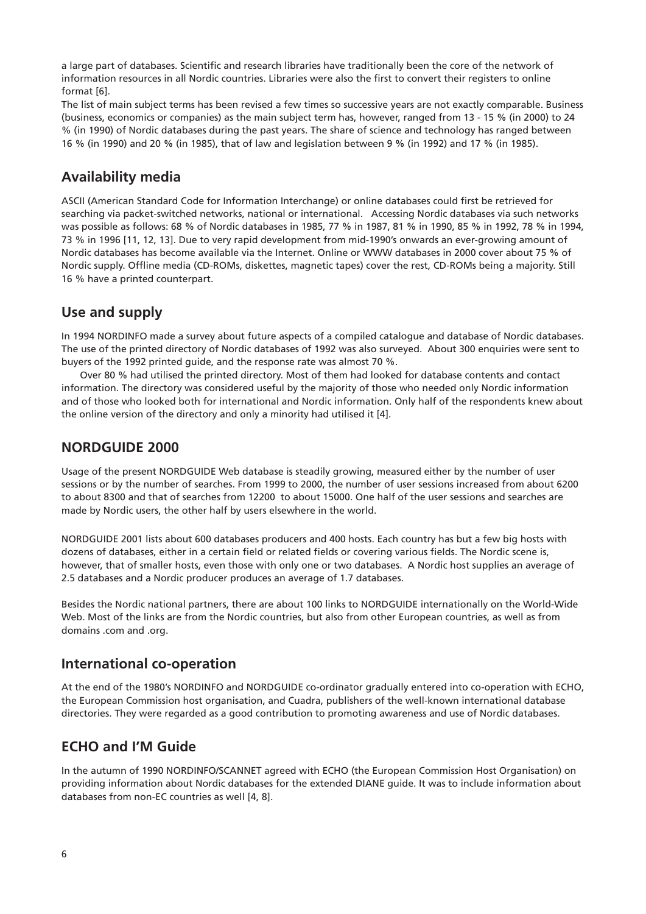a large part of databases. Scientific and research libraries have traditionally been the core of the network of information resources in all Nordic countries. Libraries were also the first to convert their registers to online format [6].

The list of main subject terms has been revised a few times so successive years are not exactly comparable. Business (business, economics or companies) as the main subject term has, however, ranged from 13 - 15 % (in 2000) to 24 % (in 1990) of Nordic databases during the past years. The share of science and technology has ranged between 16 % (in 1990) and 20 % (in 1985), that of law and legislation between 9 % (in 1992) and 17 % (in 1985).

## Availability media

ASCII (American Standard Code for Information Interchange) or online databases could first be retrieved for searching via packet-switched networks, national or international. Accessing Nordic databases via such networks was possible as follows: 68 % of Nordic databases in 1985, 77 % in 1987, 81 % in 1990, 85 % in 1992, 78 % in 1994, 73 % in 1996 [11, 12, 13]. Due to very rapid development from mid-1990's onwards an ever-growing amount of Nordic databases has become available via the Internet. Online or WWW databases in 2000 cover about 75 % of Nordic supply. Offline media (CD-ROMs, diskettes, magnetic tapes) cover the rest, CD-ROMs being a majority. Still 16 % have a printed counterpart.

## Use and supply

In 1994 NORDINFO made a survey about future aspects of a compiled catalogue and database of Nordic databases. The use of the printed directory of Nordic databases of 1992 was also surveyed. About 300 enquiries were sent to buyers of the 1992 printed guide, and the response rate was almost 70 %.

Over 80 % had utilised the printed directory. Most of them had looked for database contents and contact information. The directory was considered useful by the majority of those who needed only Nordic information and of those who looked both for international and Nordic information. Only half of the respondents knew about the online version of the directory and only a minority had utilised it [4].

## NORDGUIDE 2000

Usage of the present NORDGUIDE Web database is steadily growing, measured either by the number of user sessions or by the number of searches. From 1999 to 2000, the number of user sessions increased from about 6200 to about 8300 and that of searches from 12200 to about 15000. One half of the user sessions and searches are made by Nordic users, the other half by users elsewhere in the world.

NORDGUIDE 2001 lists about 600 databases producers and 400 hosts. Each country has but a few big hosts with dozens of databases, either in a certain field or related fields or covering various fields. The Nordic scene is, however, that of smaller hosts, even those with only one or two databases. A Nordic host supplies an average of 2.5 databases and a Nordic producer produces an average of 1.7 databases.

Besides the Nordic national partners, there are about 100 links to NORDGUIDE internationally on the World-Wide Web. Most of the links are from the Nordic countries, but also from other European countries, as well as from domains .com and .org.

## International co-operation

At the end of the 1980's NORDINFO and NORDGUIDE co-ordinator gradually entered into co-operation with ECHO, the European Commission host organisation, and Cuadra, publishers of the well-known international database directories. They were regarded as a good contribution to promoting awareness and use of Nordic databases.

## ECHO and I'M Guide

In the autumn of 1990 NORDINFO/SCANNET agreed with ECHO (the European Commission Host Organisation) on providing information about Nordic databases for the extended DIANE guide. It was to include information about databases from non-EC countries as well [4, 8].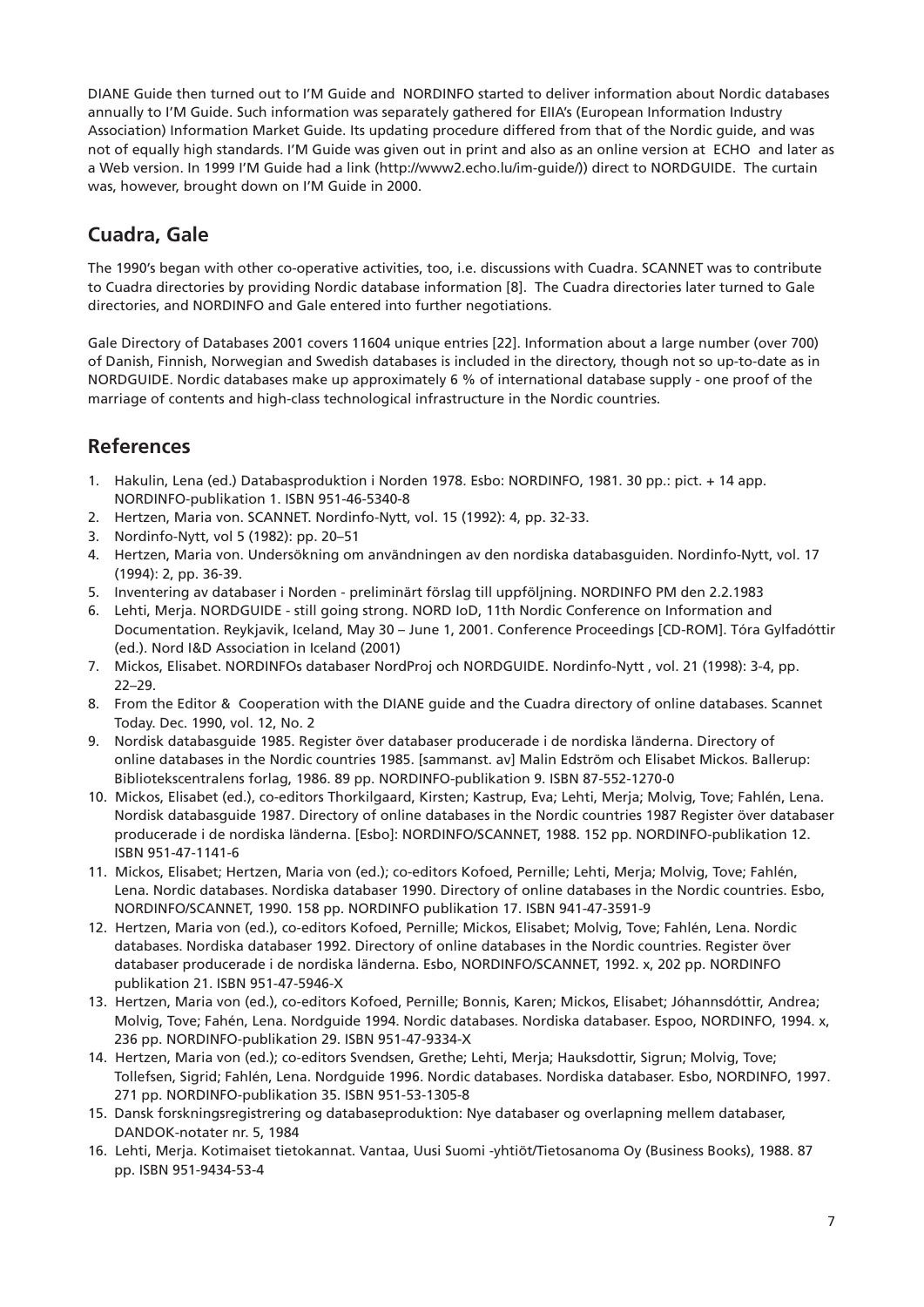DIANE Guide then turned out to I'M Guide and NORDINFO started to deliver information about Nordic databases annually to I'M Guide. Such information was separately gathered for EIIA's (European Information Industry Association) Information Market Guide. Its updating procedure differed from that of the Nordic guide, and was not of equally high standards. I'M Guide was given out in print and also as an online version at ECHO and later as a Web version. In 1999 I'M Guide had a link (http://www2.echo.lu/im-guide/)) direct to NORDGUIDE. The curtain was, however, brought down on I'M Guide in 2000.

## Cuadra, Gale

The 1990's began with other co-operative activities, too, i.e. discussions with Cuadra. SCANNET was to contribute to Cuadra directories by providing Nordic database information [8]. The Cuadra directories later turned to Gale directories, and NORDINFO and Gale entered into further negotiations.

Gale Directory of Databases 2001 covers 11604 unique entries [22]. Information about a large number (over 700) of Danish, Finnish, Norwegian and Swedish databases is included in the directory, though not so up-to-date as in NORDGUIDE. Nordic databases make up approximately 6 % of international database supply - one proof of the marriage of contents and high-class technological infrastructure in the Nordic countries.

## References

1. Hakulin, Lena (ed.) Databasproduktion i Norden 1978. Esbo: NORDINFO, 1981. 30 pp.: pict. + 14 app. NORDINFO-publikation 1. ISBN 951-46-5340-8
2. Hertzen, Maria von. SCANNET. Nordinfo-Nytt, vol. 15 (1992): 4, pp. 32-33.
3. Nordinfo-Nytt, vol 5 (1982): pp. 20–51
4. Hertzen, Maria von. Undersökning om användningen av den nordiska databasguiden. Nordinfo-Nytt, vol. 17 (1994): 2, pp. 36-39.
5. Inventering av databaser i Norden - preliminärt förslag till uppföljning. NORDINFO PM den 2.2.1983
6. Lehti, Merja. NORDGUIDE - still going strong. NORD IoD, 11th Nordic Conference on Information and Documentation. Reykjavik, Iceland, May 30 – June 1, 2001. Conference Proceedings [CD-ROM]. Tóra Gylfadóttir (ed.). Nord I&D Association in Iceland (2001)
7. Mickos, Elisabet. NORDINFOs databaser NordProj och NORDGUIDE. Nordinfo-Nytt , vol. 21 (1998): 3-4, pp. 22–29.
8. From the Editor & Cooperation with the DIANE guide and the Cuadra directory of online databases. Scannet Today. Dec. 1990, vol. 12, No. 2
9. Nordisk databasguide 1985. Register över databaser producerade i de nordiska länderna. Directory of online databases in the Nordic countries 1985. [sammanst. av] Malin Edström och Elisabet Mickos. Ballerup: Bibliotekscentralens forlag, 1986. 89 pp. NORDINFO-publikation 9. ISBN 87-552-1270-0
10. Mickos, Elisabet (ed.), co-editors Thorkilgaard, Kirsten; Kastrup, Eva; Lehti, Merja; Molvig, Tove; Fahlén, Lena. Nordisk databasguide 1987. Directory of online databases in the Nordic countries 1987 Register över databaser producerade i de nordiska länderna. [Esbo]: NORDINFO/SCANNET, 1988. 152 pp. NORDINFO-publikation 12. ISBN 951-47-1141-6
11. Mickos, Elisabet; Hertzen, Maria von (ed.); co-editors Kofoed, Pernille; Lehti, Merja; Molvig, Tove; Fahlén, Lena. Nordic databases. Nordiska databaser 1990. Directory of online databases in the Nordic countries. Esbo, NORDINFO/SCANNET, 1990. 158 pp. NORDINFO publikation 17. ISBN 941-47-3591-9
12. Hertzen, Maria von (ed.), co-editors Kofoed, Pernille; Mickos, Elisabet; Molvig, Tove; Fahlén, Lena. Nordic databases. Nordiska databaser 1992. Directory of online databases in the Nordic countries. Register över databaser producerade i de nordiska länderna. Esbo, NORDINFO/SCANNET, 1992. x, 202 pp. NORDINFO publikation 21. ISBN 951-47-5946-X
13. Hertzen, Maria von (ed.), co-editors Kofoed, Pernille; Bonnis, Karen; Mickos, Elisabet; Jóhannsdóttir, Andrea; Molvig, Tove; Fahén, Lena. Nordguide 1994. Nordic databases. Nordiska databaser. Espoo, NORDINFO, 1994. x, 236 pp. NORDINFO-publikation 29. ISBN 951-47-9334-X
14. Hertzen, Maria von (ed.); co-editors Svendsen, Grethe; Lehti, Merja; Hauksdottir, Sigrun; Molvig, Tove; Tollefsen, Sigrid; Fahlén, Lena. Nordguide 1996. Nordic databases. Nordiska databaser. Esbo, NORDINFO, 1997. 271 pp. NORDINFO-publikation 35. ISBN 951-53-1305-8
15. Dansk forskningsregistrering og databaseproduktion: Nye databaser og overlapning mellem databaser, DANDOK-notater nr. 5, 1984
16. Lehti, Merja. Kotimaiset tietokannat. Vantaa, Uusi Suomi -yhtiöt/Tietosanoma Oy (Business Books), 1988. 87 pp. ISBN 951-9434-53-4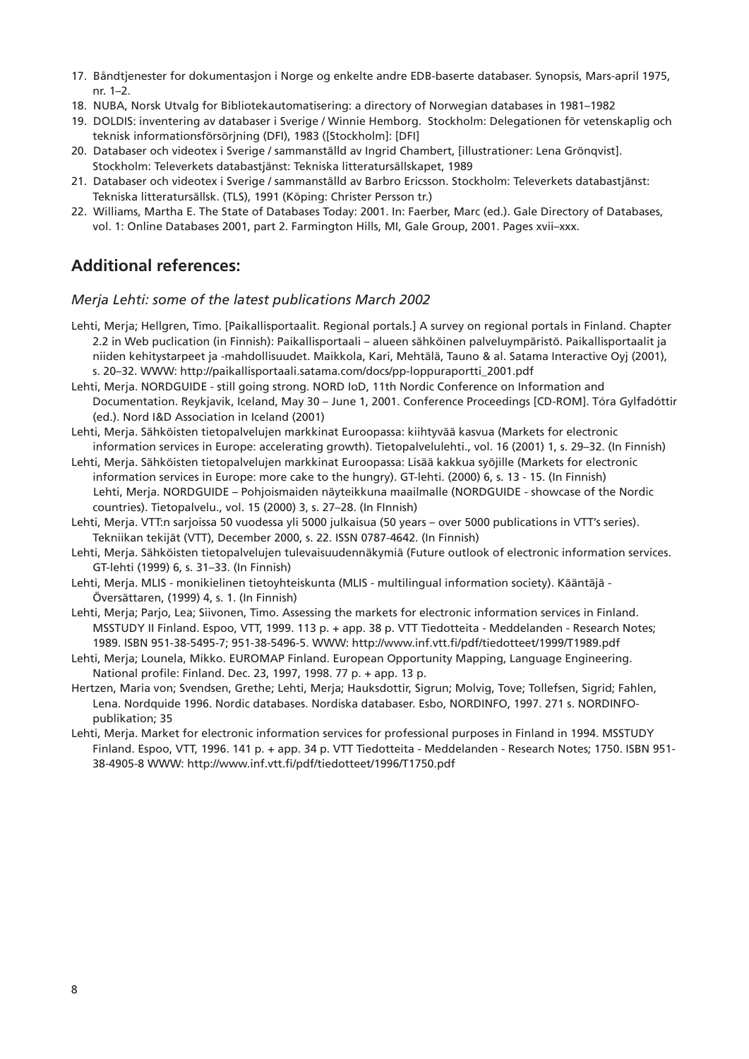17. Båndtjenester for dokumentasjon i Norge og enkelte andre EDB-baserte databaser. Synopsis, Mars-april 1975, nr. 1–2.
18. NUBA, Norsk Utvalg for Bibliotekautomatisering: a directory of Norwegian databases in 1981–1982
19. DOLDIS: inventering av databaser i Sverige / Winnie Hemborg. Stockholm: Delegationen för vetenskaplig och teknisk informationsförsörjning (DFI), 1983 ([Stockholm]: [DFI]
20. Databaser och videotex i Sverige / sammanställd av Ingrid Chambert, [illustrationer: Lena Grönqvist]. Stockholm: Televerkets databastjänst: Tekniska litteratursällskapet, 1989
21. Databaser och videotex i Sverige / sammanställd av Barbro Ericsson. Stockholm: Televerkets databastjänst: Tekniska litteratursällsk. (TLS), 1991 (Köping: Christer Persson tr.)
22. Williams, Martha E. The State of Databases Today: 2001. In: Faerber, Marc (ed.). Gale Directory of Databases, vol. 1: Online Databases 2001, part 2. Farmington Hills, MI, Gale Group, 2001. Pages xvii–xxx.

## Additional references:

*Merja Lehti: some of the latest publications March 2002*

Lehti, Merja; Hellgren, Timo. [Paikallisportaalit. Regional portals.] A survey on regional portals in Finland. Chapter 2.2 in Web puclication (in Finnish): Paikallisportaali – alueen sähköinen palveluympäristö. Paikallisportaalit ja niiden kehitystarpeet ja -mahdollisuudet. Maikkola, Kari, Mehtälä, Tauno & al. Satama Interactive Oyj (2001), s. 20–32. WWW: http://paikallisportaali.satama.com/docs/pp-loppuraportti_2001.pdf

Lehti, Merja. NORDGUIDE - still going strong. NORD IoD, 11th Nordic Conference on Information and Documentation. Reykjavik, Iceland, May 30 – June 1, 2001. Conference Proceedings [CD-ROM]. Tóra Gylfadóttir (ed.). Nord I&D Association in Iceland (2001)

Lehti, Merja. Sähköisten tietopalvelujen markkinat Euroopassa: kiihtyvää kasvua (Markets for electronic information services in Europe: accelerating growth). Tietopalvelulehti., vol. 16 (2001) 1, s. 29–32. (In Finnish)

Lehti, Merja. Sähköisten tietopalvelujen markkinat Euroopassa: Lisää kakkua syöjille (Markets for electronic information services in Europe: more cake to the hungry). GT-lehti. (2000) 6, s. 13 - 15. (In Finnish)

Lehti, Merja. NORDGUIDE – Pohjoismaiden näyteikkuna maailmalle (NORDGUIDE - showcase of the Nordic countries). Tietopalvelu., vol. 15 (2000) 3, s. 27–28. (In FInnish)

Lehti, Merja. VTT:n sarjoissa 50 vuodessa yli 5000 julkaisua (50 years – over 5000 publications in VTT's series). Tekniikan tekijät (VTT), December 2000, s. 22. ISSN 0787-4642. (In Finnish)

Lehti, Merja. Sähköisten tietopalvelujen tulevaisuudennäkymiä (Future outlook of electronic information services. GT-lehti (1999) 6, s. 31–33. (In Finnish)

Lehti, Merja. MLIS - monikielinen tietoyhteiskunta (MLIS - multilingual information society). Kääntäjä - Översättaren, (1999) 4, s. 1. (In Finnish)

Lehti, Merja; Parjo, Lea; Siivonen, Timo. Assessing the markets for electronic information services in Finland. MSSTUDY II Finland. Espoo, VTT, 1999. 113 p. + app. 38 p. VTT Tiedotteita - Meddelanden - Research Notes; 1989. ISBN 951-38-5495-7; 951-38-5496-5. WWW: http://www.inf.vtt.fi/pdf/tiedotteet/1999/T1989.pdf

Lehti, Merja; Lounela, Mikko. EUROMAP Finland. European Opportunity Mapping, Language Engineering. National profile: Finland. Dec. 23, 1997, 1998. 77 p. + app. 13 p.

Hertzen, Maria von; Svendsen, Grethe; Lehti, Merja; Hauksdottir, Sigrun; Molvig, Tove; Tollefsen, Sigrid; Fahlen, Lena. Nordquide 1996. Nordic databases. Nordiska databaser. Esbo, NORDINFO, 1997. 271 s. NORDINFO-publikation; 35

Lehti, Merja. Market for electronic information services for professional purposes in Finland in 1994. MSSTUDY Finland. Espoo, VTT, 1996. 141 p. + app. 34 p. VTT Tiedotteita - Meddelanden - Research Notes; 1750. ISBN 951-38-4905-8 WWW: http://www.inf.vtt.fi/pdf/tiedotteet/1996/T1750.pdf